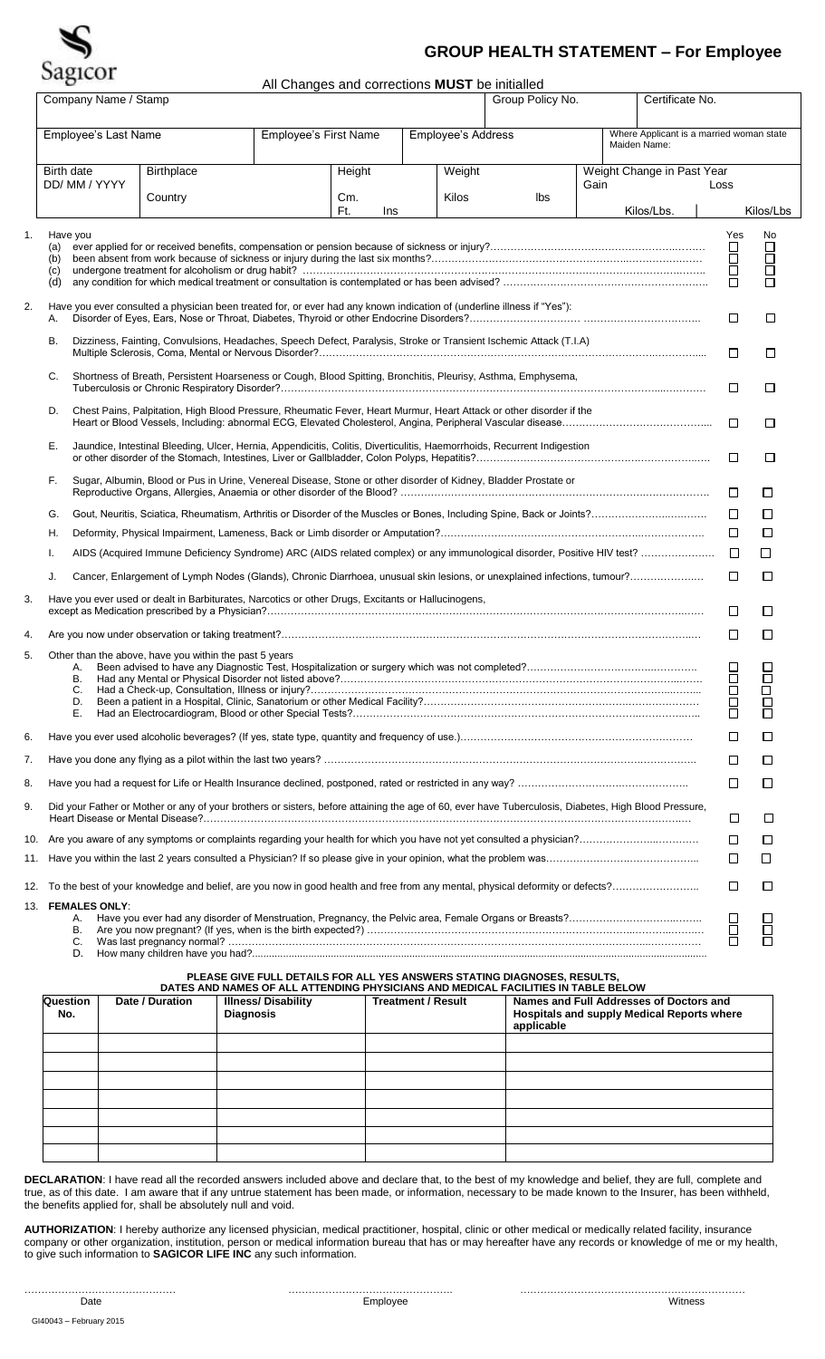Sagicor

# GROUP HEALTH STATEMENT – For Employee

All Changes and corrections **MUST** be initialled

| Company Name / Stamp | | | | Group Policy No. | Certificate No. |
|---|---|---|---|---|---|
| **Employee's Last Name** | **Employee's First Name** | | **Employee's Address** | | Where Applicant is a married woman state Maiden Name: |
| Birth date DD/ MM / YYYY | Birthplace Country | Height Cm. Ft. Ins | Weight Kilos lbs | Weight Change in Past Year Gain Kilos/Lbs. | Loss Kilos/Lbs |

| | | Yes | No |
|---|---|---|---|
| 1. | Have you | | |
| | (a) ever applied for or received benefits, compensation or pension because of sickness or injury? | ☐ | ☐ |
| | (b) been absent from work because of sickness or injury during the last six months? | ☐ | ☐ |
| | (c) undergone treatment for alcoholism or drug habit? | ☐ | ☐ |
| | (d) any condition for which medical treatment or consultation is contemplated or has been advised? | ☐ | ☐ |
| 2. | Have you ever consulted a physician been treated for, or ever had any known indication of (underline illness if "Yes"): | | |
| | A. Disorder of Eyes, Ears, Nose or Throat, Diabetes, Thyroid or other Endocrine Disorders? | ☐ | ☐ |
| | B. Dizziness, Fainting, Convulsions, Headaches, Speech Defect, Paralysis, Stroke or Transient Ischemic Attack (T.I.A) Multiple Sclerosis, Coma, Mental or Nervous Disorder? | ☐ | ☐ |
| | C. Shortness of Breath, Persistent Hoarseness or Cough, Blood Spitting, Bronchitis, Pleurisy, Asthma, Emphysema, Tuberculosis or Chronic Respiratory Disorder? | ☐ | ☐ |
| | D. Chest Pains, Palpitation, High Blood Pressure, Rheumatic Fever, Heart Murmur, Heart Attack or other disorder if the Heart or Blood Vessels, Including: abnormal ECG, Elevated Cholesterol, Angina, Peripheral Vascular disease | ☐ | ☐ |
| | E. Jaundice, Intestinal Bleeding, Ulcer, Hernia, Appendicitis, Colitis, Diverticulitis, Haemorrhoids, Recurrent Indigestion or other disorder of the Stomach, Intestines, Liver or Gallbladder, Colon Polyps, Hepatitis? | ☐ | ☐ |
| | F. Sugar, Albumin, Blood or Pus in Urine, Venereal Disease, Stone or other disorder of Kidney, Bladder Prostate or Reproductive Organs, Allergies, Anaemia or other disorder of the Blood? | ☐ | ☐ |
| | G. Gout, Neuritis, Sciatica, Rheumatism, Arthritis or Disorder of the Muscles or Bones, Including Spine, Back or Joints? | ☐ | ☐ |
| | H. Deformity, Physical Impairment, Lameness, Back or Limb disorder or Amputation? | ☐ | ☐ |
| | I. AIDS (Acquired Immune Deficiency Syndrome) ARC (AIDS related complex) or any immunological disorder, Positive HIV test? | ☐ | ☐ |
| | J. Cancer, Enlargement of Lymph Nodes (Glands), Chronic Diarrhoea, unusual skin lesions, or unexplained infections, tumour? | ☐ | ☐ |
| 3. | Have you ever used or dealt in Barbiturates, Narcotics or other Drugs, Excitants or Hallucinogens, except as Medication prescribed by a Physician? | ☐ | ☐ |
| 4. | Are you now under observation or taking treatment? | ☐ | ☐ |
| 5. | Other than the above, have you within the past 5 years | | |
| | A. Been advised to have any Diagnostic Test, Hospitalization or surgery which was not completed? | ☐ | ☐ |
| | B. Had any Mental or Physical Disorder not listed above? | ☐ | ☐ |
| | C. Had a Check-up, Consultation, Illness or injury? | ☐ | ☐ |
| | D. Been a patient in a Hospital, Clinic, Sanatorium or other Medical Facility? | ☐ | ☐ |
| | E. Had an Electrocardiogram, Blood or other Special Tests? | ☐ | ☐ |
| 6. | Have you ever used alcoholic beverages? (If yes, state type, quantity and frequency of use.) | ☐ | ☐ |
| 7. | Have you done any flying as a pilot within the last two years? | ☐ | ☐ |
| 8. | Have you had a request for Life or Health Insurance declined, postponed, rated or restricted in any way? | ☐ | ☐ |
| 9. | Did your Father or Mother or any of your brothers or sisters, before attaining the age of 60, ever have Tuberculosis, Diabetes, High Blood Pressure, Heart Disease or Mental Disease? | ☐ | ☐ |
| 10. | Are you aware of any symptoms or complaints regarding your health for which you have not yet consulted a physician? | ☐ | ☐ |
| 11. | Have you within the last 2 years consulted a Physician? If so please give in your opinion, what the problem was | ☐ | ☐ |
| 12. | To the best of your knowledge and belief, are you now in good health and free from any mental, physical deformity or defects? | ☐ | ☐ |
| 13. | **FEMALES ONLY**: | | |
| | A. Have you ever had any disorder of Menstruation, Pregnancy, the Pelvic area, Female Organs or Breasts? | ☐ | ☐ |
| | B. Are you now pregnant? (If yes, when is the birth expected?) | ☐ | ☐ |
| | C. Was last pregnancy normal? | ☐ | ☐ |
| | D. How many children have you had? | | |

**PLEASE GIVE FULL DETAILS FOR ALL YES ANSWERS STATING DIAGNOSES, RESULTS, DATES AND NAMES OF ALL ATTENDING PHYSICIANS AND MEDICAL FACILITIES IN TABLE BELOW**

| Question No. | Date / Duration | Illness/ Disability Diagnosis | Treatment / Result | Names and Full Addresses of Doctors and Hospitals and supply Medical Reports where applicable |
|---|---|---|---|---|
| | | | | |
| | | | | |
| | | | | |
| | | | | |
| | | | | |
| | | | | |
| | | | | |

**DECLARATION**: I have read all the recorded answers included above and declare that, to the best of my knowledge and belief, they are full, complete and true, as of this date. I am aware that if any untrue statement has been made, or information, necessary to be made known to the Insurer, has been withheld, the benefits applied for, shall be absolutely null and void.

**AUTHORIZATION**: I hereby authorize any licensed physician, medical practitioner, hospital, clinic or other medical or medically related facility, insurance company or other organization, institution, person or medical information bureau that has or may hereafter have any records or knowledge of me or my health, to give such information to **SAGICOR LIFE INC** any such information.

……………………………………
Date

……………………………………….
Employee

…………………………………………………………
Witness

GI40043 – February 2015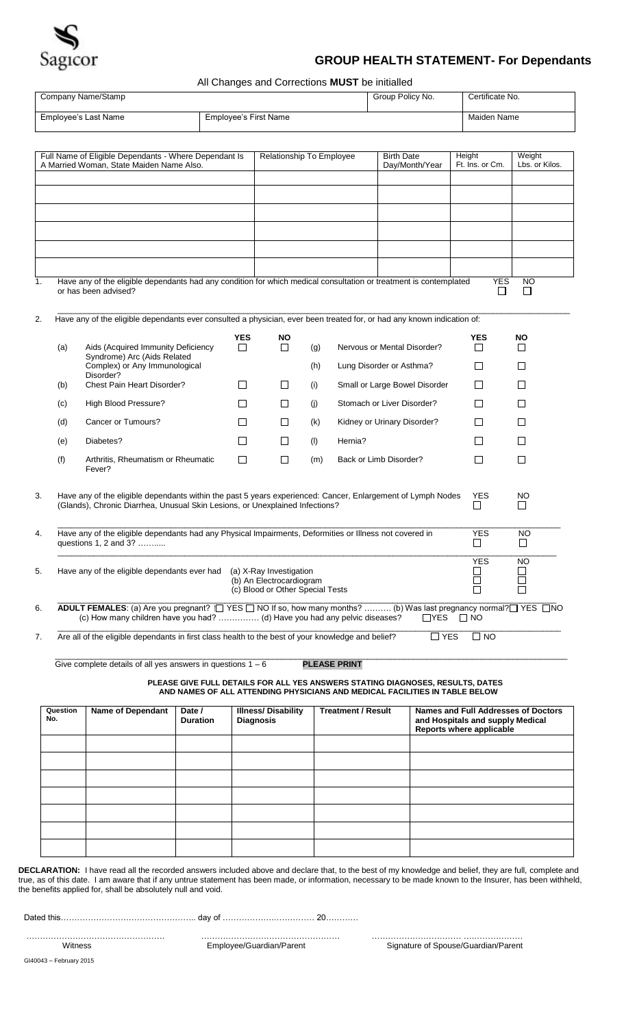Sagicor

# GROUP HEALTH STATEMENT- For Dependants

All Changes and Corrections **MUST** be initialled

| Company Name/Stamp | | Group Policy No. | Certificate No. |
|---|---|---|---|
| Employee's Last Name | Employee's First Name | | Maiden Name |

| Full Name of Eligible Dependants - Where Dependant Is A Married Woman, State Maiden Name Also. | Relationship To Employee | Birth Date Day/Month/Year | Height Ft. Ins. or Cm. | Weight Lbs. or Kilos. |
|---|---|---|---|---|
| | | | | |
| | | | | |
| | | | | |
| | | | | |
| | | | | |
| | | | | |

1. Have any of the eligible dependants had any condition for which medical consultation or treatment is contemplated or has been advised? YES ☐ NO ☐

2. Have any of the eligible dependants ever consulted a physician, ever been treated for, or had any known indication of:

| | | YES | NO | | | YES | NO |
|---|---|---|---|---|---|---|---|
| (a) | Aids (Acquired Immunity Deficiency Syndrome) Arc (Aids Related Complex) or Any Immunological Disorder? | ☐ | ☐ | (g) | Nervous or Mental Disorder? | ☐ | ☐ |
| | | | | (h) | Lung Disorder or Asthma? | ☐ | ☐ |
| (b) | Chest Pain Heart Disorder? | ☐ | ☐ | (i) | Small or Large Bowel Disorder | ☐ | ☐ |
| (c) | High Blood Pressure? | ☐ | ☐ | (j) | Stomach or Liver Disorder? | ☐ | ☐ |
| (d) | Cancer or Tumours? | ☐ | ☐ | (k) | Kidney or Urinary Disorder? | ☐ | ☐ |
| (e) | Diabetes? | ☐ | ☐ | (l) | Hernia? | ☐ | ☐ |
| (f) | Arthritis, Rheumatism or Rheumatic Fever? | ☐ | ☐ | (m) | Back or Limb Disorder? | ☐ | ☐ |

3. Have any of the eligible dependants within the past 5 years experienced: Cancer, Enlargement of Lymph Nodes (Glands), Chronic Diarrhea, Unusual Skin Lesions, or Unexplained Infections? YES ☐ NO ☐

4. Have any of the eligible dependants had any Physical Impairments, Deformities or Illness not covered in questions 1, 2 and 3? ………. YES ☐ NO ☐

5. Have any of the eligible dependants ever had
   - (a) X-Ray Investigation YES ☐ NO ☐
   - (b) An Electrocardiogram YES ☐ NO ☐
   - (c) Blood or Other Special Tests YES ☐ NO ☐

6. **ADULT FEMALES**: (a) Are you pregnant? ☐ YES ☐ NO If so, how many months? ………. (b) Was last pregnancy normal? ☐ YES ☐ NO (c) How many children have you had? …………… (d) Have you had any pelvic diseases? ☐ YES ☐ NO

7. Are all of the eligible dependants in first class health to the best of your knowledge and belief? ☐ YES ☐ NO

Give complete details of all yes answers in questions 1 – 6 **PLEASE PRINT**

**PLEASE GIVE FULL DETAILS FOR ALL YES ANSWERS STATING DIAGNOSES, RESULTS, DATES AND NAMES OF ALL ATTENDING PHYSICIANS AND MEDICAL FACILITIES IN TABLE BELOW**

| Question No. | Name of Dependant | Date / Duration | Illness/ Disability Diagnosis | Treatment / Result | Names and Full Addresses of Doctors and Hospitals and supply Medical Reports where applicable |
|---|---|---|---|---|---|
| | | | | | |
| | | | | | |
| | | | | | |
| | | | | | |
| | | | | | |
| | | | | | |
| | | | | | |

**DECLARATION:** I have read all the recorded answers included above and declare that, to the best of my knowledge and belief, they are full, complete and true, as of this date. I am aware that if any untrue statement has been made, or information, necessary to be made known to the Insurer, has been withheld, the benefits applied for, shall be absolutely null and void.

Dated this………………………………………….. day of …………………………… 20………..

| ………………………………………… | ………………………………………… | ………………………… ………………… |
|---|---|---|
| Witness | Employee/Guardian/Parent | Signature of Spouse/Guardian/Parent |

GI40043 – February 2015